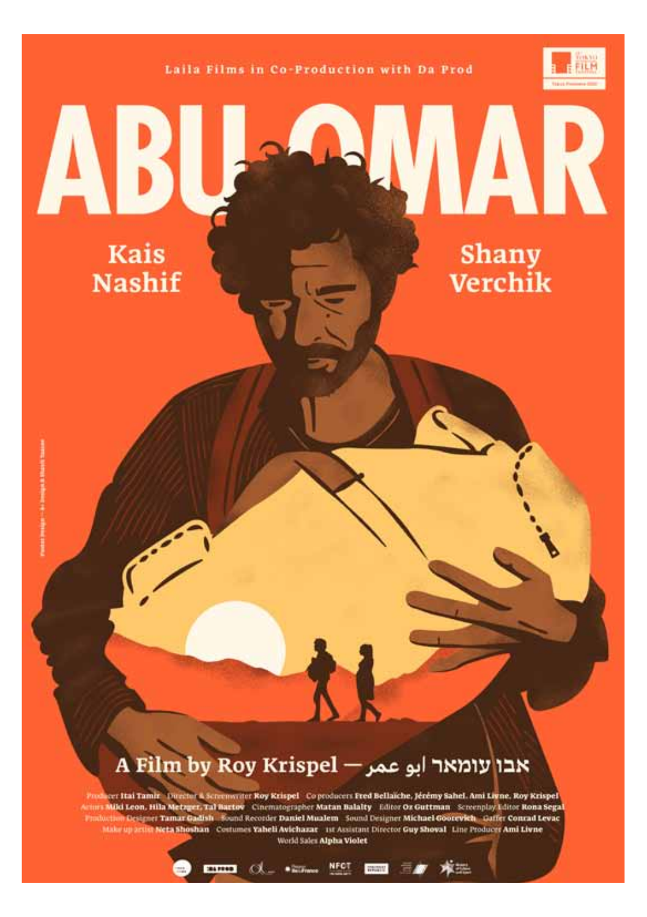Laila Films in Co-Production with Da Prod

# ABU OMAR

Kais Nashif

Shany Verchik

A Film by Roy Krispel — אבו עומאר ابو عمر

Producer **Itai Tamir** Director & Screenwriter **Roy Krispel** Co producers **Fred Bellaïche, Jérémy Sahel, Ami Livne, Roy Krispel** Actors **Miki Leon, Hila Metzger, Tal Bartov** Cinematographer **Matan Balalty** Editor **Oz Guttman** Screenplay Editor **Rona Segal** Production Designer **Tamar Gadish** Sound Recorder **Daniel Mualem** Sound Designer **Michael Goorevich** Gaffer **Conrad Levac** Make up artist **Neta Shoshan** Costumes **Yaheli Avichazar** 1st Assistant Director **Guy Shoval** Line Producer **Ami Livne**

World Sales **Alpha Violet**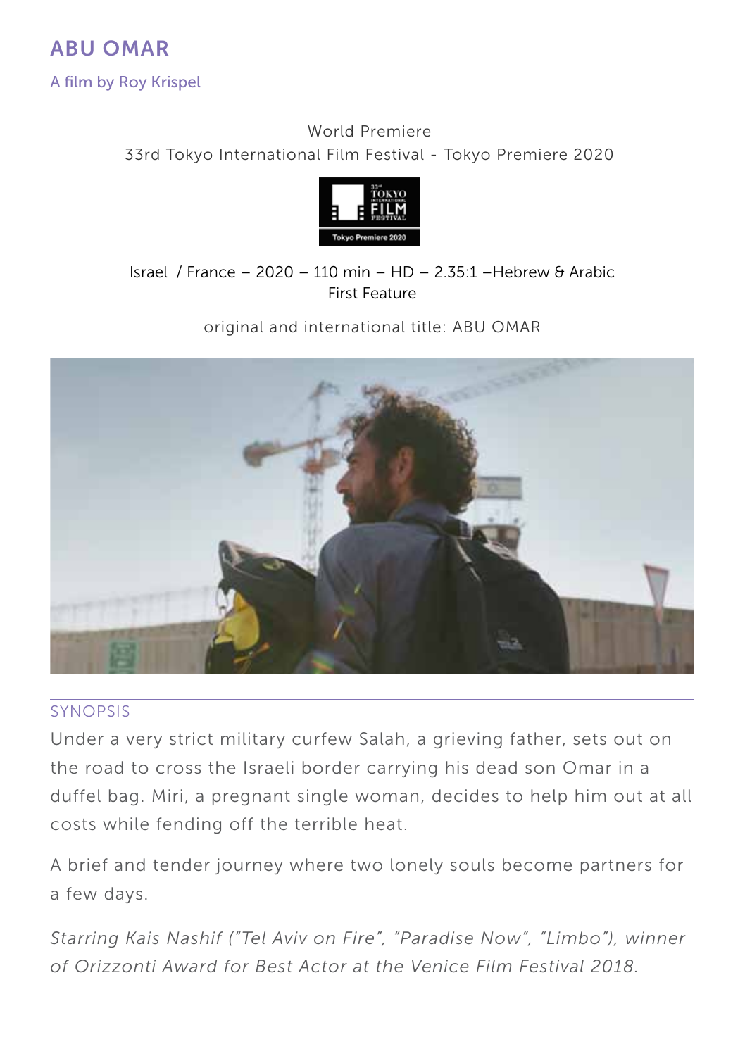# ABU OMAR

A film by Roy Krispel

World Premiere
33rd Tokyo International Film Festival - Tokyo Premiere 2020

Israel / France – 2020 – 110 min – HD – 2.35:1 –Hebrew & Arabic
First Feature

original and international title: ABU OMAR

## SYNOPSIS

Under a very strict military curfew Salah, a grieving father, sets out on the road to cross the Israeli border carrying his dead son Omar in a duffel bag. Miri, a pregnant single woman, decides to help him out at all costs while fending off the terrible heat.

A brief and tender journey where two lonely souls become partners for a few days.

*Starring Kais Nashif ("Tel Aviv on Fire", "Paradise Now", "Limbo"), winner of Orizzonti Award for Best Actor at the Venice Film Festival 2018.*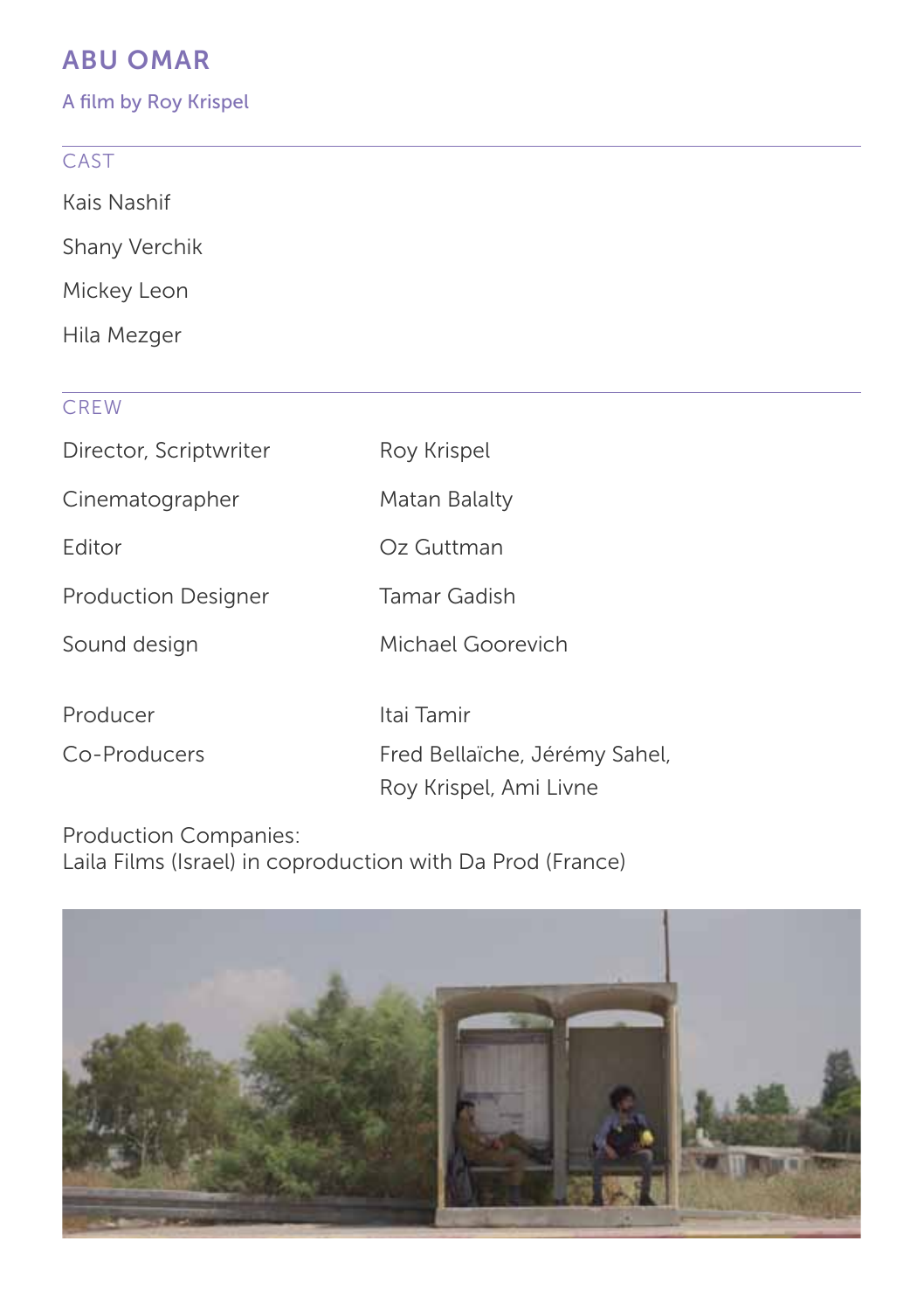# ABU OMAR

A film by Roy Krispel

## CAST

Kais Nashif

Shany Verchik

Mickey Leon

Hila Mezger

## CREW

| | |
|---|---|
| Director, Scriptwriter | Roy Krispel |
| Cinematographer | Matan Balalty |
| Editor | Oz Guttman |
| Production Designer | Tamar Gadish |
| Sound design | Michael Goorevich |
| Producer | Itai Tamir |
| Co-Producers | Fred Bellaïche, Jérémy Sahel, Roy Krispel, Ami Livne |

Production Companies:
Laila Films (Israel) in coproduction with Da Prod (France)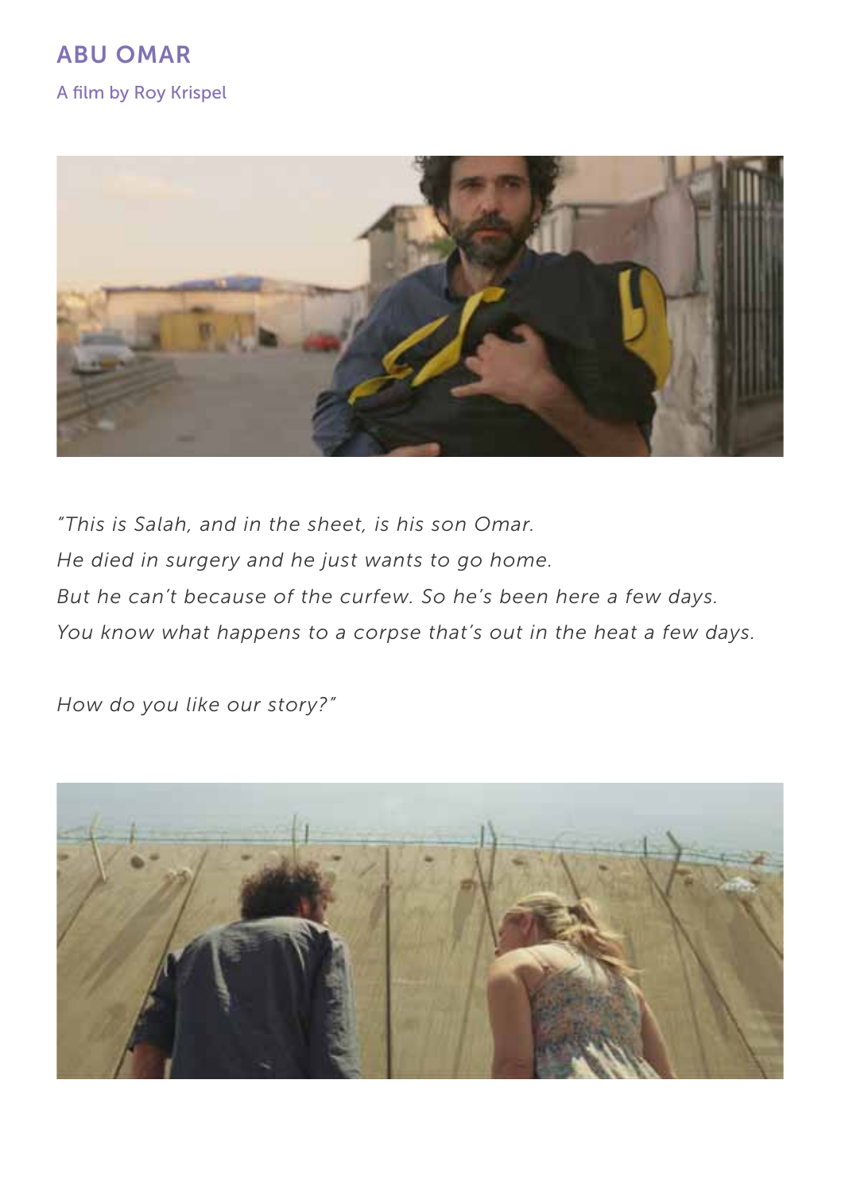## ABU OMAR

A film by Roy Krispel

*"This is Salah, and in the sheet, is his son Omar.*
*He died in surgery and he just wants to go home.*
*But he can't because of the curfew. So he's been here a few days.*
*You know what happens to a corpse that's out in the heat a few days.*

*How do you like our story?"*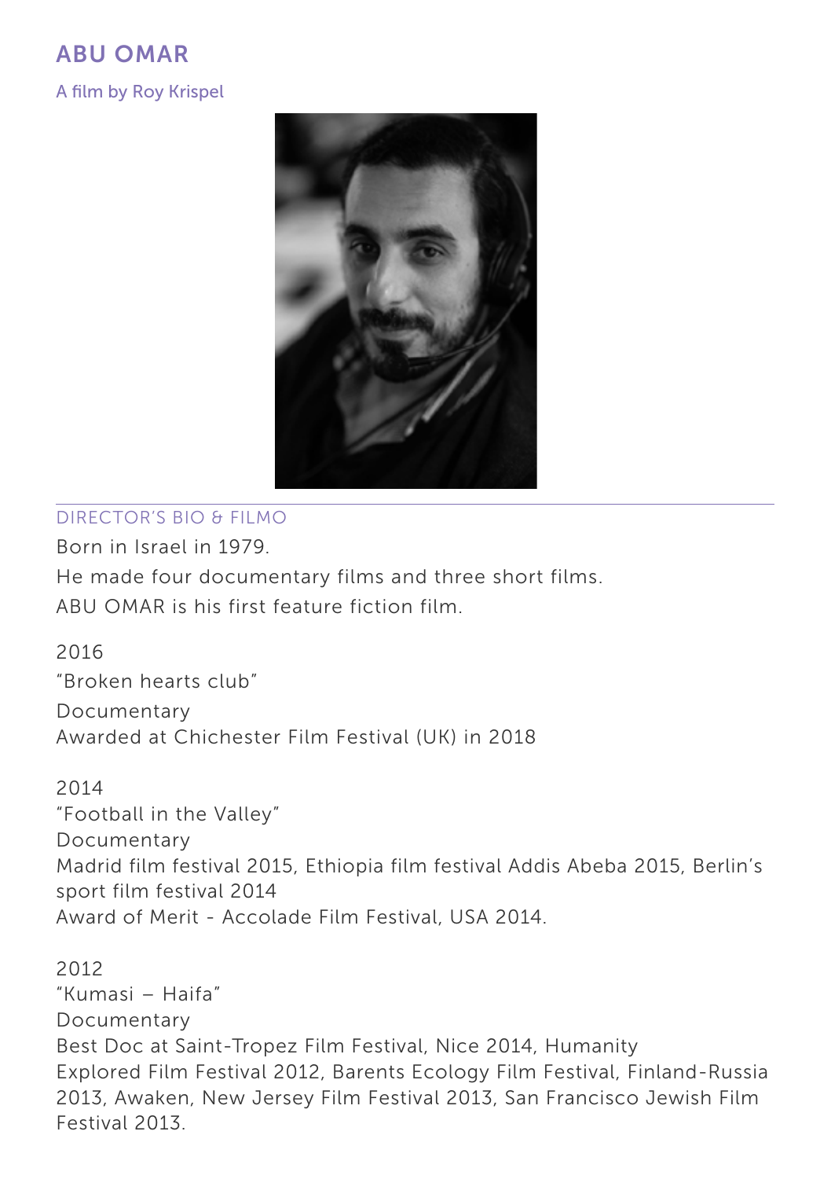# ABU OMAR

A film by Roy Krispel

## DIRECTOR'S BIO & FILMO

Born in Israel in 1979.

He made four documentary films and three short films.

ABU OMAR is his first feature fiction film.

2016

"Broken hearts club"

Documentary

Awarded at Chichester Film Festival (UK) in 2018

2014

"Football in the Valley"

Documentary

Madrid film festival 2015, Ethiopia film festival Addis Abeba 2015, Berlin's sport film festival 2014

Award of Merit - Accolade Film Festival, USA 2014.

2012

"Kumasi – Haifa"

Documentary

Best Doc at Saint-Tropez Film Festival, Nice 2014, Humanity Explored Film Festival 2012, Barents Ecology Film Festival, Finland-Russia 2013, Awaken, New Jersey Film Festival 2013, San Francisco Jewish Film Festival 2013.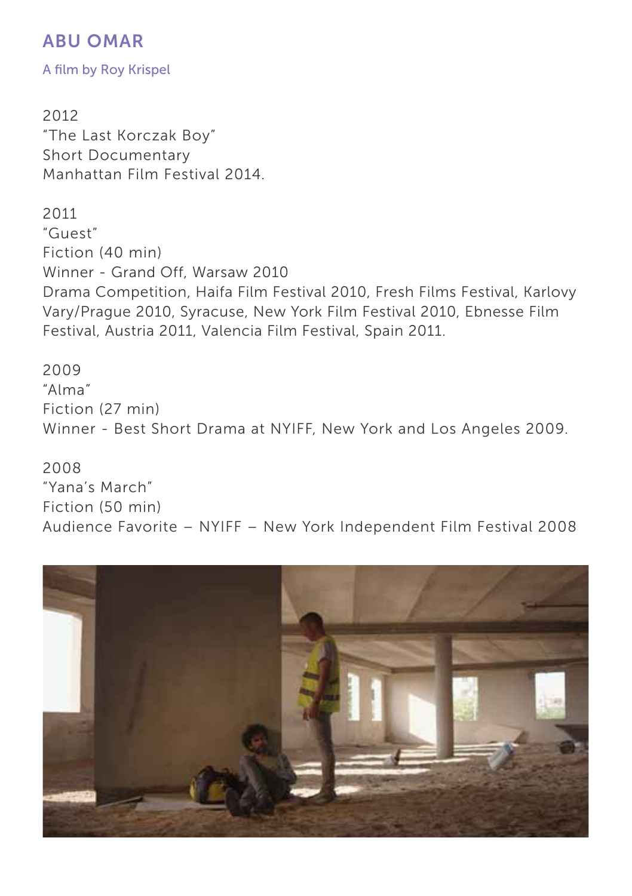## ABU OMAR

A film by Roy Krispel

2012
"The Last Korczak Boy"
Short Documentary
Manhattan Film Festival 2014.

2011
"Guest"
Fiction (40 min)
Winner - Grand Off, Warsaw 2010
Drama Competition, Haifa Film Festival 2010, Fresh Films Festival, Karlovy Vary/Prague 2010, Syracuse, New York Film Festival 2010, Ebnesse Film Festival, Austria 2011, Valencia Film Festival, Spain 2011.

2009
"Alma"
Fiction (27 min)
Winner - Best Short Drama at NYIFF, New York and Los Angeles 2009.

2008
"Yana's March"
Fiction (50 min)
Audience Favorite – NYIFF – New York Independent Film Festival 2008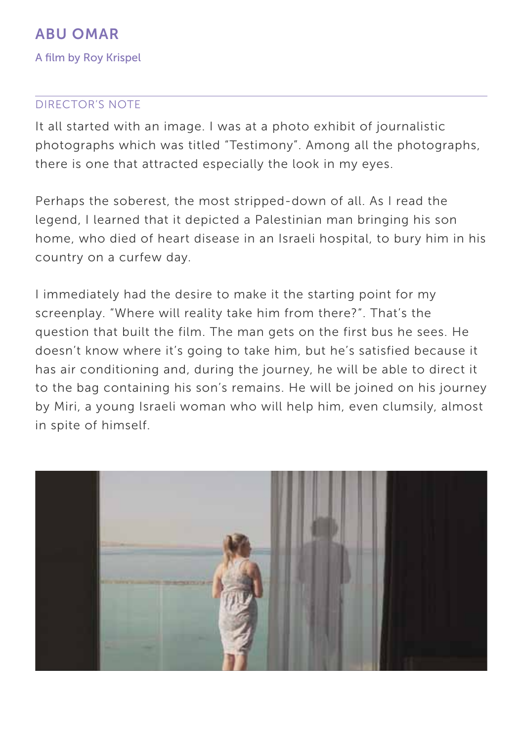# ABU OMAR

A film by Roy Krispel

## DIRECTOR'S NOTE

It all started with an image. I was at a photo exhibit of journalistic photographs which was titled "Testimony". Among all the photographs, there is one that attracted especially the look in my eyes.

Perhaps the soberest, the most stripped-down of all. As I read the legend, I learned that it depicted a Palestinian man bringing his son home, who died of heart disease in an Israeli hospital, to bury him in his country on a curfew day.

I immediately had the desire to make it the starting point for my screenplay. "Where will reality take him from there?". That's the question that built the film. The man gets on the first bus he sees. He doesn't know where it's going to take him, but he's satisfied because it has air conditioning and, during the journey, he will be able to direct it to the bag containing his son's remains. He will be joined on his journey by Miri, a young Israeli woman who will help him, even clumsily, almost in spite of himself.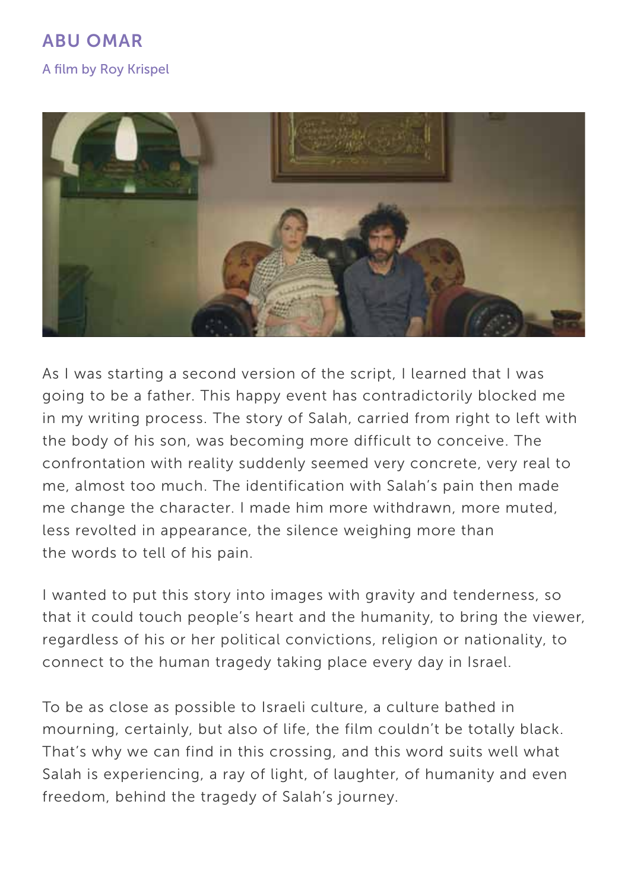## ABU OMAR

A film by Roy Krispel

As I was starting a second version of the script, I learned that I was going to be a father. This happy event has contradictorily blocked me in my writing process. The story of Salah, carried from right to left with the body of his son, was becoming more difficult to conceive. The confrontation with reality suddenly seemed very concrete, very real to me, almost too much. The identification with Salah's pain then made me change the character. I made him more withdrawn, more muted, less revolted in appearance, the silence weighing more than the words to tell of his pain.

I wanted to put this story into images with gravity and tenderness, so that it could touch people's heart and the humanity, to bring the viewer, regardless of his or her political convictions, religion or nationality, to connect to the human tragedy taking place every day in Israel.

To be as close as possible to Israeli culture, a culture bathed in mourning, certainly, but also of life, the film couldn't be totally black. That's why we can find in this crossing, and this word suits well what Salah is experiencing, a ray of light, of laughter, of humanity and even freedom, behind the tragedy of Salah's journey.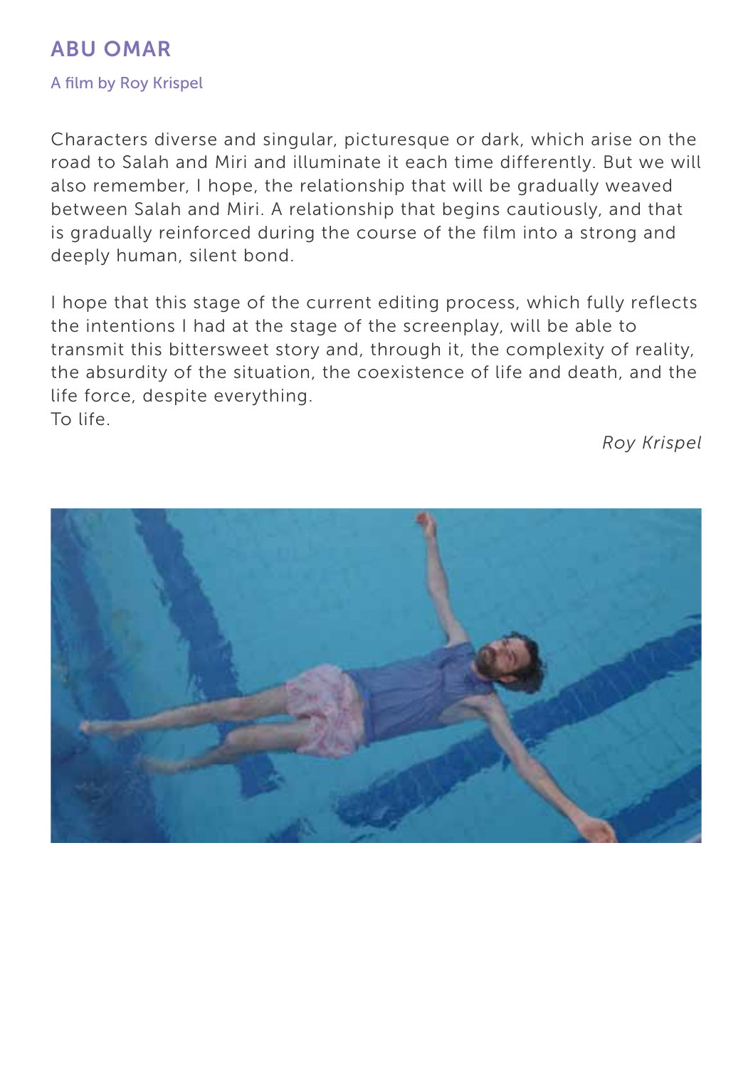## ABU OMAR

A film by Roy Krispel

Characters diverse and singular, picturesque or dark, which arise on the road to Salah and Miri and illuminate it each time differently. But we will also remember, I hope, the relationship that will be gradually weaved between Salah and Miri. A relationship that begins cautiously, and that is gradually reinforced during the course of the film into a strong and deeply human, silent bond.

I hope that this stage of the current editing process, which fully reflects the intentions I had at the stage of the screenplay, will be able to transmit this bittersweet story and, through it, the complexity of reality, the absurdity of the situation, the coexistence of life and death, and the life force, despite everything.
To life.

*Roy Krispel*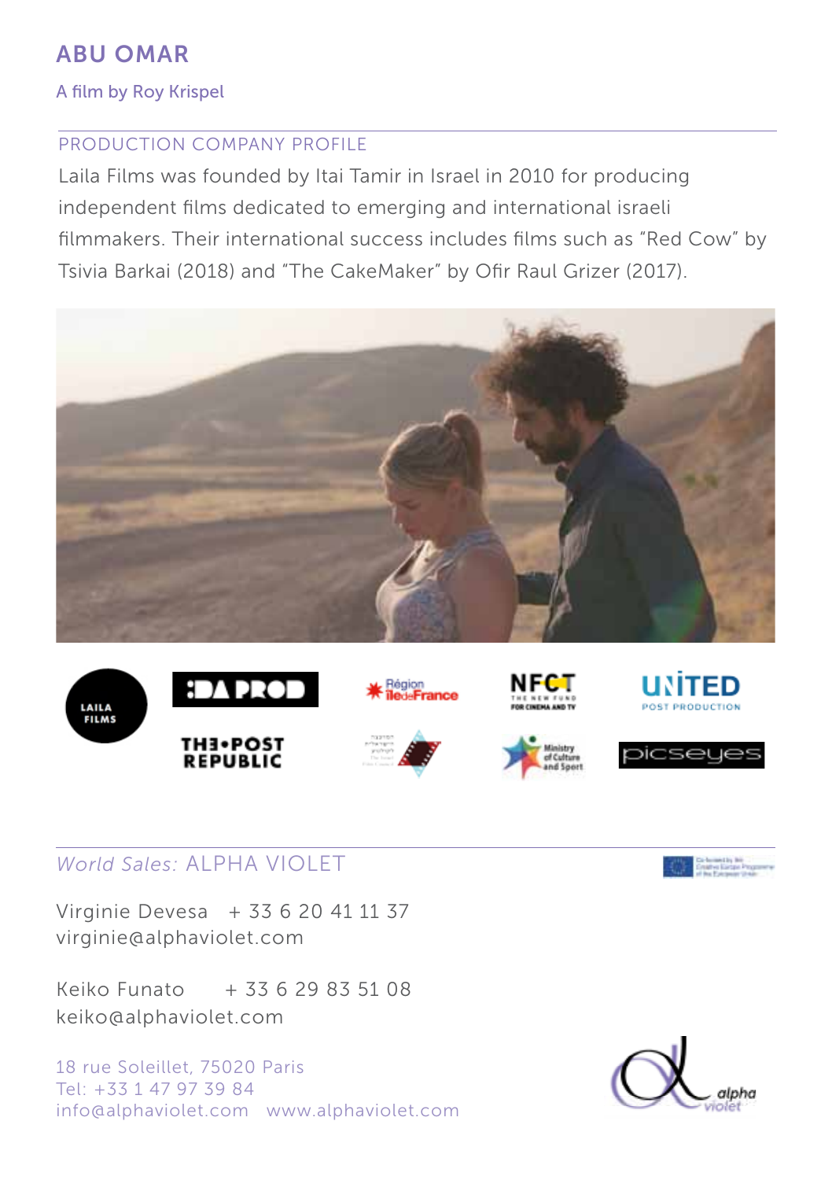# ABU OMAR

A film by Roy Krispel

## PRODUCTION COMPANY PROFILE

Laila Films was founded by Itai Tamir in Israel in 2010 for producing independent films dedicated to emerging and international israeli filmmakers. Their international success includes films such as “Red Cow” by Tsivia Barkai (2018) and “The CakeMaker” by Ofir Raul Grizer (2017).

*World Sales:* ALPHA VIOLET

Virginie Devesa + 33 6 20 41 11 37
virginie@alphaviolet.com

Keiko Funato + 33 6 29 83 51 08
keiko@alphaviolet.com

18 rue Soleillet, 75020 Paris
Tel: +33 1 47 97 39 84
info@alphaviolet.com www.alphaviolet.com